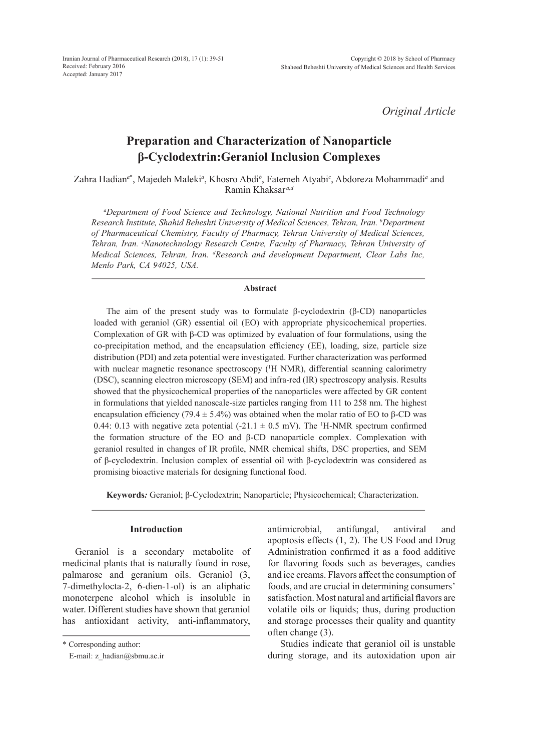*Original Article*

# Preparation and Characterization of Nanoparticle β-Cyclodextrin:Geraniol Inclusion Complexes

Zahra Hadian[a*], Majedeh Maleki[a], Khosro Abdi[b], Fatemeh Atyabi[c], Abdoreza Mohammadi[a] and Ramin Khaksar[a,d]

*[a]Department of Food Science and Technology, National Nutrition and Food Technology Research Institute, Shahid Beheshti University of Medical Sciences, Tehran, Iran. [b]Department of Pharmaceutical Chemistry, Faculty of Pharmacy, Tehran University of Medical Sciences, Tehran, Iran. [c]Nanotechnology Research Centre, Faculty of Pharmacy, Tehran University of Medical Sciences, Tehran, Iran. [d]Research and development Department, Clear Labs Inc, Menlo Park, CA 94025, USA.*

## Abstract

The aim of the present study was to formulate β-cyclodextrin (β-CD) nanoparticles loaded with geraniol (GR) essential oil (EO) with appropriate physicochemical properties. Complexation of GR with β-CD was optimized by evaluation of four formulations, using the co-precipitation method, and the encapsulation efficiency (EE), loading, size, particle size distribution (PDI) and zeta potential were investigated. Further characterization was performed with nuclear magnetic resonance spectroscopy ($^1$H NMR), differential scanning calorimetry (DSC), scanning electron microscopy (SEM) and infra-red (IR) spectroscopy analysis. Results showed that the physicochemical properties of the nanoparticles were affected by GR content in formulations that yielded nanoscale-size particles ranging from 111 to 258 nm. The highest encapsulation efficiency (79.4 ± 5.4%) was obtained when the molar ratio of EO to β-CD was 0.44: 0.13 with negative zeta potential (-21.1 ± 0.5 mV). The $^1$H-NMR spectrum confirmed the formation structure of the EO and β-CD nanoparticle complex. Complexation with geraniol resulted in changes of IR profile, NMR chemical shifts, DSC properties, and SEM of β-cyclodextrin. Inclusion complex of essential oil with β-cyclodextrin was considered as promising bioactive materials for designing functional food.

**Keywords:** Geraniol; β-Cyclodextrin; Nanoparticle; Physicochemical; Characterization.

## Introduction

Geraniol is a secondary metabolite of medicinal plants that is naturally found in rose, palmarose and geranium oils. Geraniol (3, 7-dimethylocta-2, 6-dien-1-ol) is an aliphatic monoterpene alcohol which is insoluble in water. Different studies have shown that geraniol has antioxidant activity, anti-inflammatory, antimicrobial, antifungal, antiviral and apoptosis effects (1, 2). The US Food and Drug Administration confirmed it as a food additive for flavoring foods such as beverages, candies and ice creams. Flavors affect the consumption of foods, and are crucial in determining consumers' satisfaction. Most natural and artificial flavors are volatile oils or liquids; thus, during production and storage processes their quality and quantity often change (3).

Studies indicate that geraniol oil is unstable during storage, and its autoxidation upon air

\* Corresponding author:
E-mail: z_hadian@sbmu.ac.ir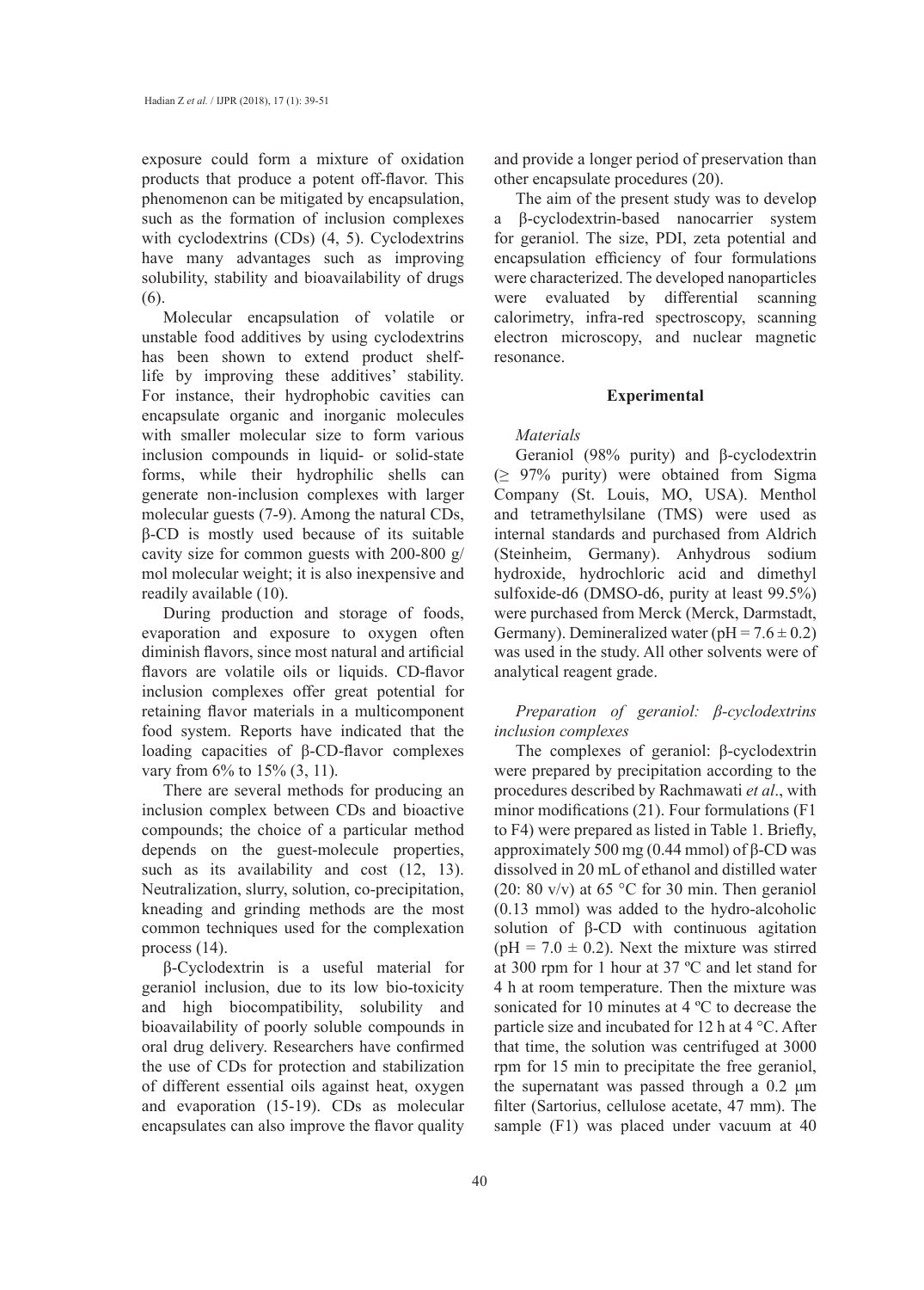exposure could form a mixture of oxidation products that produce a potent off-flavor. This phenomenon can be mitigated by encapsulation, such as the formation of inclusion complexes with cyclodextrins (CDs) (4, 5). Cyclodextrins have many advantages such as improving solubility, stability and bioavailability of drugs (6).

Molecular encapsulation of volatile or unstable food additives by using cyclodextrins has been shown to extend product shelf-life by improving these additives' stability. For instance, their hydrophobic cavities can encapsulate organic and inorganic molecules with smaller molecular size to form various inclusion compounds in liquid- or solid-state forms, while their hydrophilic shells can generate non-inclusion complexes with larger molecular guests (7-9). Among the natural CDs, β-CD is mostly used because of its suitable cavity size for common guests with 200-800 g/mol molecular weight; it is also inexpensive and readily available (10).

During production and storage of foods, evaporation and exposure to oxygen often diminish flavors, since most natural and artificial flavors are volatile oils or liquids. CD-flavor inclusion complexes offer great potential for retaining flavor materials in a multicomponent food system. Reports have indicated that the loading capacities of β-CD-flavor complexes vary from 6% to 15% (3, 11).

There are several methods for producing an inclusion complex between CDs and bioactive compounds; the choice of a particular method depends on the guest-molecule properties, such as its availability and cost (12, 13). Neutralization, slurry, solution, co-precipitation, kneading and grinding methods are the most common techniques used for the complexation process (14).

β-Cyclodextrin is a useful material for geraniol inclusion, due to its low bio-toxicity and high biocompatibility, solubility and bioavailability of poorly soluble compounds in oral drug delivery. Researchers have confirmed the use of CDs for protection and stabilization of different essential oils against heat, oxygen and evaporation (15-19). CDs as molecular encapsulates can also improve the flavor quality and provide a longer period of preservation than other encapsulate procedures (20).

The aim of the present study was to develop a β-cyclodextrin-based nanocarrier system for geraniol. The size, PDI, zeta potential and encapsulation efficiency of four formulations were characterized. The developed nanoparticles were evaluated by differential scanning calorimetry, infra-red spectroscopy, scanning electron microscopy, and nuclear magnetic resonance.

## Experimental

### *Materials*

Geraniol (98% purity) and β-cyclodextrin (≥ 97% purity) were obtained from Sigma Company (St. Louis, MO, USA). Menthol and tetramethylsilane (TMS) were used as internal standards and purchased from Aldrich (Steinheim, Germany). Anhydrous sodium hydroxide, hydrochloric acid and dimethyl sulfoxide-d6 (DMSO-d6, purity at least 99.5%) were purchased from Merck (Merck, Darmstadt, Germany). Demineralized water ($pH = 7.6 \pm 0.2$) was used in the study. All other solvents were of analytical reagent grade.

### *Preparation of geraniol: β-cyclodextrins inclusion complexes*

The complexes of geraniol: β-cyclodextrin were prepared by precipitation according to the procedures described by Rachmawati *et al*., with minor modifications (21). Four formulations (F1 to F4) were prepared as listed in Table 1. Briefly, approximately 500 mg (0.44 mmol) of β-CD was dissolved in 20 mL of ethanol and distilled water (20: 80 v/v) at 65 °C for 30 min. Then geraniol (0.13 mmol) was added to the hydro-alcoholic solution of β-CD with continuous agitation ($pH = 7.0 \pm 0.2$). Next the mixture was stirred at 300 rpm for 1 hour at 37 ºC and let stand for 4 h at room temperature. Then the mixture was sonicated for 10 minutes at 4 ºC to decrease the particle size and incubated for 12 h at 4 °C. After that time, the solution was centrifuged at 3000 rpm for 15 min to precipitate the free geraniol, the supernatant was passed through a 0.2 μm filter (Sartorius, cellulose acetate, 47 mm). The sample (F1) was placed under vacuum at 40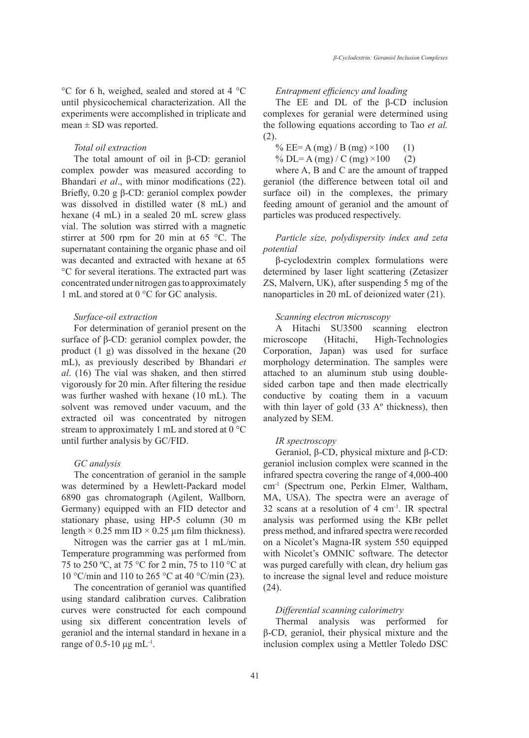°C for 6 h, weighed, sealed and stored at 4 °C until physicochemical characterization. All the experiments were accomplished in triplicate and mean ± SD was reported.

### *Total oil extraction*

The total amount of oil in β-CD: geraniol complex powder was measured according to Bhandari *et al*., with minor modifications (22). Briefly, 0.20 g β-CD: geraniol complex powder was dissolved in distilled water (8 mL) and hexane (4 mL) in a sealed 20 mL screw glass vial. The solution was stirred with a magnetic stirrer at 500 rpm for 20 min at 65 °C. The supernatant containing the organic phase and oil was decanted and extracted with hexane at 65 °C for several iterations. The extracted part was concentrated under nitrogen gas to approximately 1 mL and stored at 0 °C for GC analysis.

### *Surface-oil extraction*

For determination of geraniol present on the surface of β-CD: geraniol complex powder, the product (1 g) was dissolved in the hexane (20 mL), as previously described by Bhandari *et al*. (16) The vial was shaken, and then stirred vigorously for 20 min. After filtering the residue was further washed with hexane (10 mL). The solvent was removed under vacuum, and the extracted oil was concentrated by nitrogen stream to approximately 1 mL and stored at 0 °C until further analysis by GC/FID.

### *GC analysis*

The concentration of geraniol in the sample was determined by a Hewlett-Packard model 6890 gas chromatograph (Agilent, Wallborn*,* Germany) equipped with an FID detector and stationary phase, using HP-5 column (30 m length × 0.25 mm ID × 0.25 µm film thickness).

Nitrogen was the carrier gas at 1 mL/min. Temperature programming was performed from 75 to 250 ºC, at 75 °C for 2 min, 75 to 110 °C at 10 °C/min and 110 to 265 °C at 40 °C/min (23).

The concentration of geraniol was quantified using standard calibration curves. Calibration curves were constructed for each compound using six different concentration levels of geraniol and the internal standard in hexane in a range of 0.5-10 µg mL$^{-1}$.

### *Entrapment efficiency and loading*

The EE and DL of the β-CD inclusion complexes for geranial were determined using the following equations according to Tao *et al.* (2).

$$\%\ EE = A\ (mg) / B\ (mg) \times 100 \qquad (1)$$

$$\%\ DL = A\ (mg) / C\ (mg) \times 100 \qquad (2)$$

where A, B and C are the amount of trapped geraniol (the difference between total oil and surface oil) in the complexes, the primary feeding amount of geraniol and the amount of particles was produced respectively.

### *Particle size, polydispersity index and zeta potential*

β-cyclodextrin complex formulations were determined by laser light scattering (Zetasizer ZS, Malvern, UK), after suspending 5 mg of the nanoparticles in 20 mL of deionized water (21).

### *Scanning electron microscopy*

A Hitachi SU3500 scanning electron microscope (Hitachi, High-Technologies Corporation, Japan) was used for surface morphology determination. The samples were attached to an aluminum stub using double-sided carbon tape and then made electrically conductive by coating them in a vacuum with thin layer of gold (33 Aº thickness), then analyzed by SEM.

### *IR spectroscopy*

Geraniol, β-CD, physical mixture and β-CD: geraniol inclusion complex were scanned in the infrared spectra covering the range of 4,000-400 cm$^{-1}$ (Spectrum one, Perkin Elmer, Waltham, MA, USA). The spectra were an average of 32 scans at a resolution of 4 cm$^{-1}$. IR spectral analysis was performed using the KBr pellet press method, and infrared spectra were recorded on a Nicolet's Magna-IR system 550 equipped with Nicolet's OMNIC software. The detector was purged carefully with clean, dry helium gas to increase the signal level and reduce moisture (24).

### *Differential scanning calorimetry*

Thermal analysis was performed for β-CD, geraniol, their physical mixture and the inclusion complex using a Mettler Toledo DSC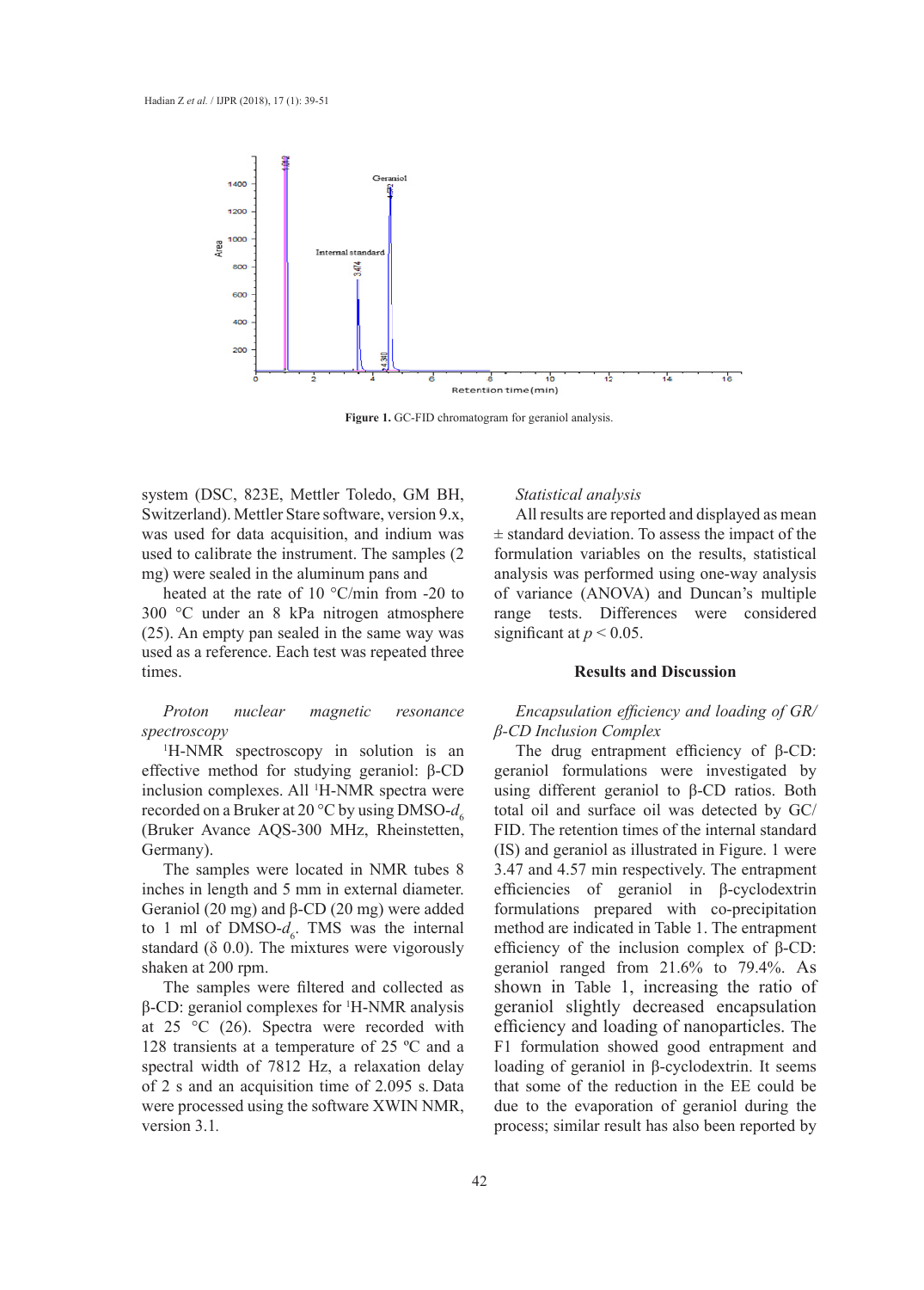**Figure 1.** GC-FID chromatogram for geraniol analysis.

system (DSC, 823E, Mettler Toledo, GM BH, Switzerland). Mettler Stare software, version 9.x, was used for data acquisition, and indium was used to calibrate the instrument. The samples (2 mg) were sealed in the aluminum pans and heated at the rate of 10 °C/min from -20 to 300 °C under an 8 kPa nitrogen atmosphere (25). An empty pan sealed in the same way was used as a reference. Each test was repeated three times.

*Proton nuclear magnetic resonance spectroscopy*

[1]H-NMR spectroscopy in solution is an effective method for studying geraniol: β-CD inclusion complexes. All [1]H-NMR spectra were recorded on a Bruker at 20 °C by using DMSO-$d_6$ (Bruker Avance AQS-300 MHz, Rheinstetten, Germany).

The samples were located in NMR tubes 8 inches in length and 5 mm in external diameter. Geraniol (20 mg) and β-CD (20 mg) were added to 1 ml of DMSO-$d_6$. TMS was the internal standard (δ 0.0). The mixtures were vigorously shaken at 200 rpm.

The samples were filtered and collected as β-CD: geraniol complexes for [1]H-NMR analysis at 25 °C (26). Spectra were recorded with 128 transients at a temperature of 25 ºC and a spectral width of 7812 Hz, a relaxation delay of 2 s and an acquisition time of 2.095 s. Data were processed using the software XWIN NMR, version 3.1.

*Statistical analysis*

All results are reported and displayed as mean ± standard deviation. To assess the impact of the formulation variables on the results, statistical analysis was performed using one-way analysis of variance (ANOVA) and Duncan's multiple range tests. Differences were considered significant at $p < 0.05$.

## Results and Discussion

*Encapsulation efficiency and loading of GR/β-CD Inclusion Complex*

The drug entrapment efficiency of β-CD: geraniol formulations were investigated by using different geraniol to β-CD ratios. Both total oil and surface oil was detected by GC/FID. The retention times of the internal standard (IS) and geraniol as illustrated in Figure. 1 were 3.47 and 4.57 min respectively. The entrapment efficiencies of geraniol in β-cyclodextrin formulations prepared with co-precipitation method are indicated in Table 1. The entrapment efficiency of the inclusion complex of β-CD: geraniol ranged from 21.6% to 79.4%. As shown in Table 1, increasing the ratio of geraniol slightly decreased encapsulation efficiency and loading of nanoparticles. The F1 formulation showed good entrapment and loading of geraniol in β-cyclodextrin. It seems that some of the reduction in the EE could be due to the evaporation of geraniol during the process; similar result has also been reported by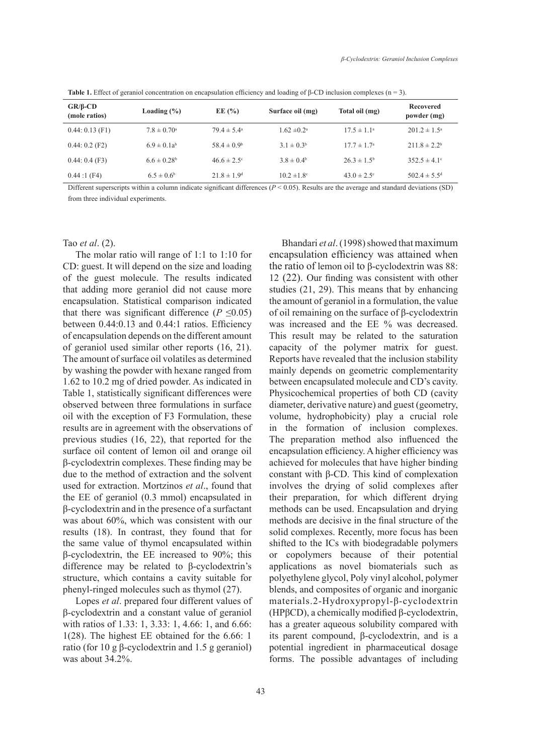**Table 1.** Effect of geraniol concentration on encapsulation efficiency and loading of β-CD inclusion complexes (n = 3).

| GR/β-CD (mole ratios) | Loading (%) | EE (%) | Surface oil (mg) | Total oil (mg) | Recovered powder (mg) |
|---|---|---|---|---|---|
| 0.44: 0.13 (F1) | $7.8 \pm 0.70^{a}$ | $79.4 \pm 5.4^{a}$ | $1.62 \pm 0.2^{a}$ | $17.5 \pm 1.1^{a}$ | $201.2 \pm 1.5^{a}$ |
| 0.44: 0.2 (F2) | $6.9 \pm 0.1a^{b}$ | $58.4 \pm 0.9^{b}$ | $3.1 \pm 0.3^{b}$ | $17.7 \pm 1.7^{a}$ | $211.8 \pm 2.2^{b}$ |
| 0.44: 0.4 (F3) | $6.6 \pm 0.28^{b}$ | $46.6 \pm 2.5^{c}$ | $3.8 \pm 0.4^{b}$ | $26.3 \pm 1.5^{b}$ | $352.5 \pm 4.1^{c}$ |
| 0.44 :1 (F4) | $6.5 \pm 0.6^{b}$ | $21.8 \pm 1.9^{d}$ | $10.2 \pm 1.8^{c}$ | $43.0 \pm 2.5^{c}$ | $502.4 \pm 5.5^{d}$ |

Different superscripts within a column indicate significant differences ($P < 0.05$). Results are the average and standard deviations (SD) from three individual experiments.

Tao *et al*. (2).

The molar ratio will range of 1:1 to 1:10 for CD: guest. It will depend on the size and loading of the guest molecule. The results indicated that adding more geraniol did not cause more encapsulation. Statistical comparison indicated that there was significant difference ($P \leq 0.05$) between 0.44:0.13 and 0.44:1 ratios. Efficiency of encapsulation depends on the different amount of geraniol used similar other reports (16, 21). The amount of surface oil volatiles as determined by washing the powder with hexane ranged from 1.62 to 10.2 mg of dried powder. As indicated in Table 1, statistically significant differences were observed between three formulations in surface oil with the exception of F3 Formulation, these results are in agreement with the observations of previous studies (16, 22), that reported for the surface oil content of lemon oil and orange oil β-cyclodextrin complexes. These finding may be due to the method of extraction and the solvent used for extraction. Mortzinos *et al*., found that the EE of geraniol (0.3 mmol) encapsulated in β-cyclodextrin and in the presence of a surfactant was about 60%, which was consistent with our results (18). In contrast, they found that for the same value of thymol encapsulated within β-cyclodextrin, the EE increased to 90%; this difference may be related to β-cyclodextrin's structure, which contains a cavity suitable for phenyl-ringed molecules such as thymol (27).

Lopes *et al*. prepared four different values of β-cyclodextrin and a constant value of geraniol with ratios of 1.33: 1, 3.33: 1, 4.66: 1, and 6.66: 1(28). The highest EE obtained for the 6.66: 1 ratio (for 10 g β-cyclodextrin and 1.5 g geraniol) was about 34.2%.

Bhandari *et al*. (1998) showed that maximum encapsulation efficiency was attained when the ratio of lemon oil to β-cyclodextrin was 88: 12 (22). Our finding was consistent with other studies (21, 29). This means that by enhancing the amount of geraniol in a formulation, the value of oil remaining on the surface of β-cyclodextrin was increased and the EE % was decreased. This result may be related to the saturation capacity of the polymer matrix for guest. Reports have revealed that the inclusion stability mainly depends on geometric complementarity between encapsulated molecule and CD's cavity. Physicochemical properties of both CD (cavity diameter, derivative nature) and guest (geometry, volume, hydrophobicity) play a crucial role in the formation of inclusion complexes. The preparation method also influenced the encapsulation efficiency. A higher efficiency was achieved for molecules that have higher binding constant with β-CD. This kind of complexation involves the drying of solid complexes after their preparation, for which different drying methods can be used. Encapsulation and drying methods are decisive in the final structure of the solid complexes. Recently, more focus has been shifted to the ICs with biodegradable polymers or copolymers because of their potential applications as novel biomaterials such as polyethylene glycol, Poly vinyl alcohol, polymer blends, and composites of organic and inorganic materials.2-Hydroxypropyl-β-cyclodextrin (HPβCD), a chemically modified β-cyclodextrin, has a greater aqueous solubility compared with its parent compound, β-cyclodextrin, and is a potential ingredient in pharmaceutical dosage forms. The possible advantages of including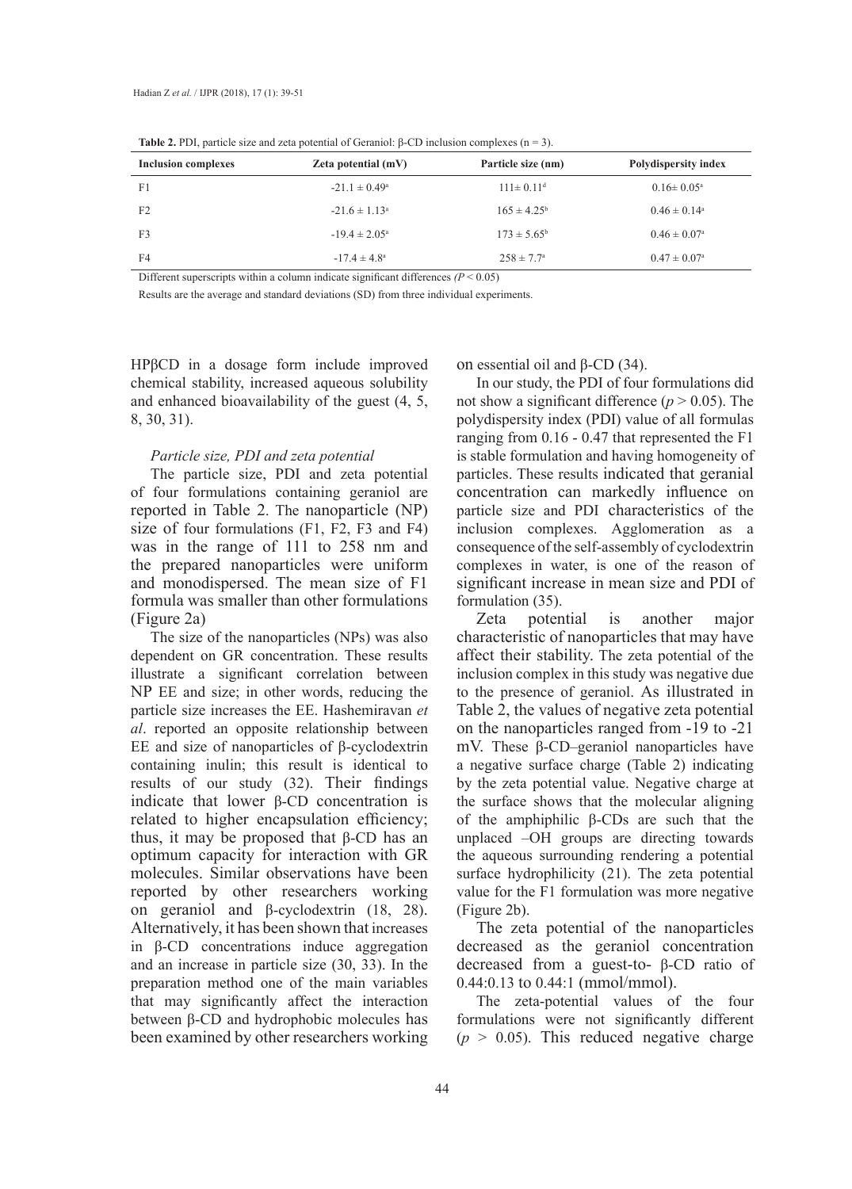**Table 2.** PDI, particle size and zeta potential of Geraniol: β-CD inclusion complexes (n = 3).

| Inclusion complexes | Zeta potential (mV) | Particle size (nm) | Polydispersity index |
|---|---|---|---|
| F1 | $-21.1 \pm 0.49^{a}$ | $111 \pm 0.11^{d}$ | $0.16 \pm 0.05^{a}$ |
| F2 | $-21.6 \pm 1.13^{a}$ | $165 \pm 4.25^{b}$ | $0.46 \pm 0.14^{a}$ |
| F3 | $-19.4 \pm 2.05^{a}$ | $173 \pm 5.65^{b}$ | $0.46 \pm 0.07^{a}$ |
| F4 | $-17.4 \pm 4.8^{a}$ | $258 \pm 7.7^{a}$ | $0.47 \pm 0.07^{a}$ |

Different superscripts within a column indicate significant differences ($P < 0.05$)

Results are the average and standard deviations (SD) from three individual experiments.

HPβCD in a dosage form include improved chemical stability, increased aqueous solubility and enhanced bioavailability of the guest (4, 5, 8, 30, 31).

*Particle size, PDI and zeta potential*

The particle size, PDI and zeta potential of four formulations containing geraniol are reported in Table 2. The nanoparticle (NP) size of four formulations (F1, F2, F3 and F4) was in the range of 111 to 258 nm and the prepared nanoparticles were uniform and monodispersed. The mean size of F1 formula was smaller than other formulations (Figure 2a)

The size of the nanoparticles (NPs) was also dependent on GR concentration. These results illustrate a significant correlation between NP EE and size; in other words, reducing the particle size increases the EE. Hashemiravan *et al*. reported an opposite relationship between EE and size of nanoparticles of β-cyclodextrin containing inulin; this result is identical to results of our study (32). Their findings indicate that lower β-CD concentration is related to higher encapsulation efficiency; thus, it may be proposed that β-CD has an optimum capacity for interaction with GR molecules. Similar observations have been reported by other researchers working on geraniol and β-cyclodextrin (18, 28). Alternatively, it has been shown that increases in β-CD concentrations induce aggregation and an increase in particle size (30, 33). In the preparation method one of the main variables that may significantly affect the interaction between β-CD and hydrophobic molecules has been examined by other researchers working on essential oil and β-CD (34).

In our study, the PDI of four formulations did not show a significant difference ($p > 0.05$). The polydispersity index (PDI) value of all formulas ranging from 0.16 - 0.47 that represented the F1 is stable formulation and having homogeneity of particles. These results indicated that geranial concentration can markedly influence on particle size and PDI characteristics of the inclusion complexes. Agglomeration as a consequence of the self-assembly of cyclodextrin complexes in water, is one of the reason of significant increase in mean size and PDI of formulation (35).

Zeta potential is another major characteristic of nanoparticles that may have affect their stability. The zeta potential of the inclusion complex in this study was negative due to the presence of geraniol. As illustrated in Table 2, the values of negative zeta potential on the nanoparticles ranged from -19 to -21 mV. These β-CD–geraniol nanoparticles have a negative surface charge (Table 2) indicating by the zeta potential value. Negative charge at the surface shows that the molecular aligning of the amphiphilic β-CDs are such that the unplaced –OH groups are directing towards the aqueous surrounding rendering a potential surface hydrophilicity (21). The zeta potential value for the F1 formulation was more negative (Figure 2b).

The zeta potential of the nanoparticles decreased as the geraniol concentration decreased from a guest-to- β-CD ratio of 0.44:0.13 to 0.44:1 (mmol/mmol).

The zeta-potential values of the four formulations were not significantly different ($p > 0.05$). This reduced negative charge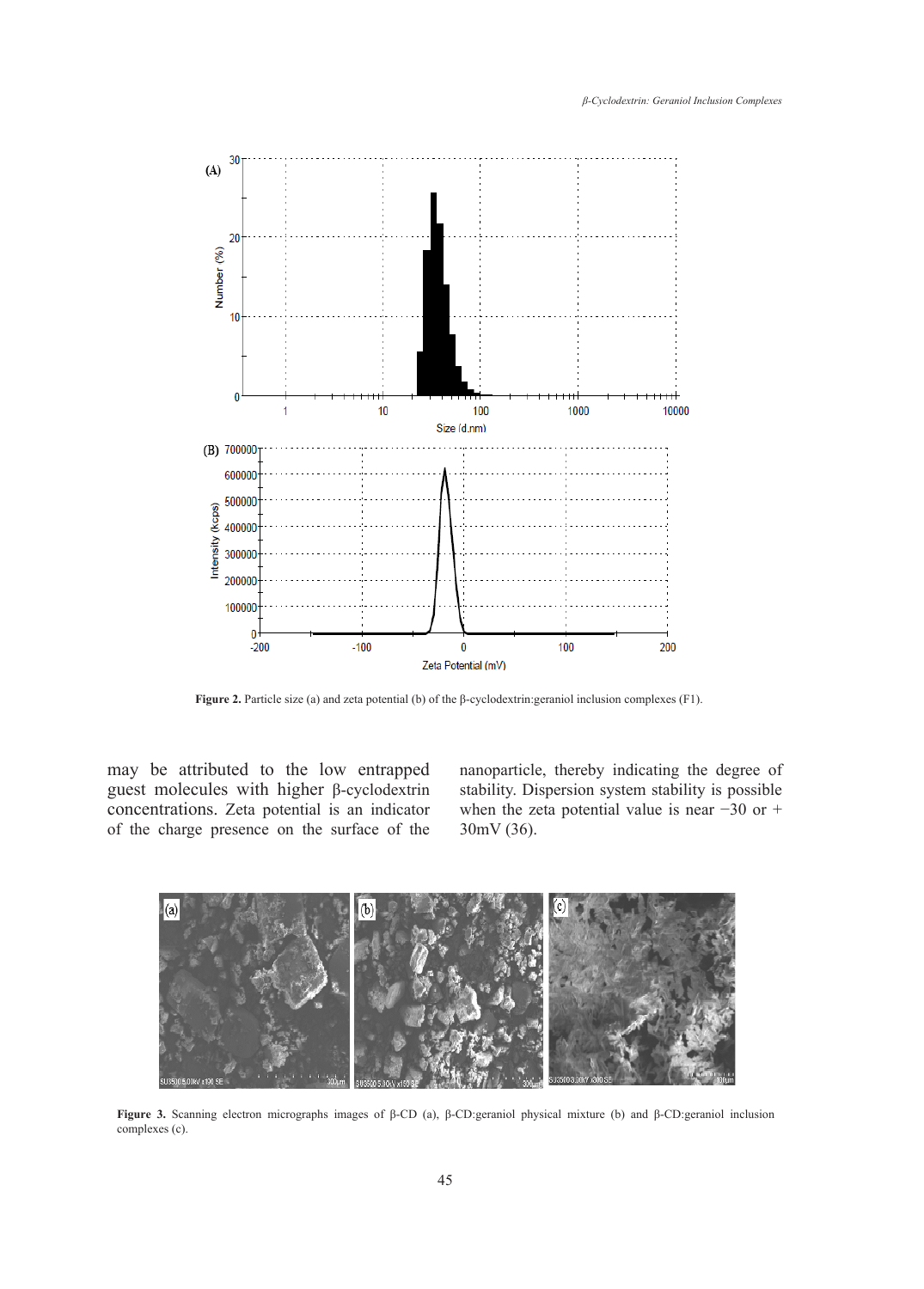Figure 2. Particle size (a) and zeta potential (b) of the β-cyclodextrin:geraniol inclusion complexes (F1).

may be attributed to the low entrapped guest molecules with higher β-cyclodextrin concentrations. Zeta potential is an indicator of the charge presence on the surface of the nanoparticle, thereby indicating the degree of stability. Dispersion system stability is possible when the zeta potential value is near −30 or + 30mV (36).

Figure 3. Scanning electron micrographs images of β-CD (a), β-CD:geraniol physical mixture (b) and β-CD:geraniol inclusion complexes (c).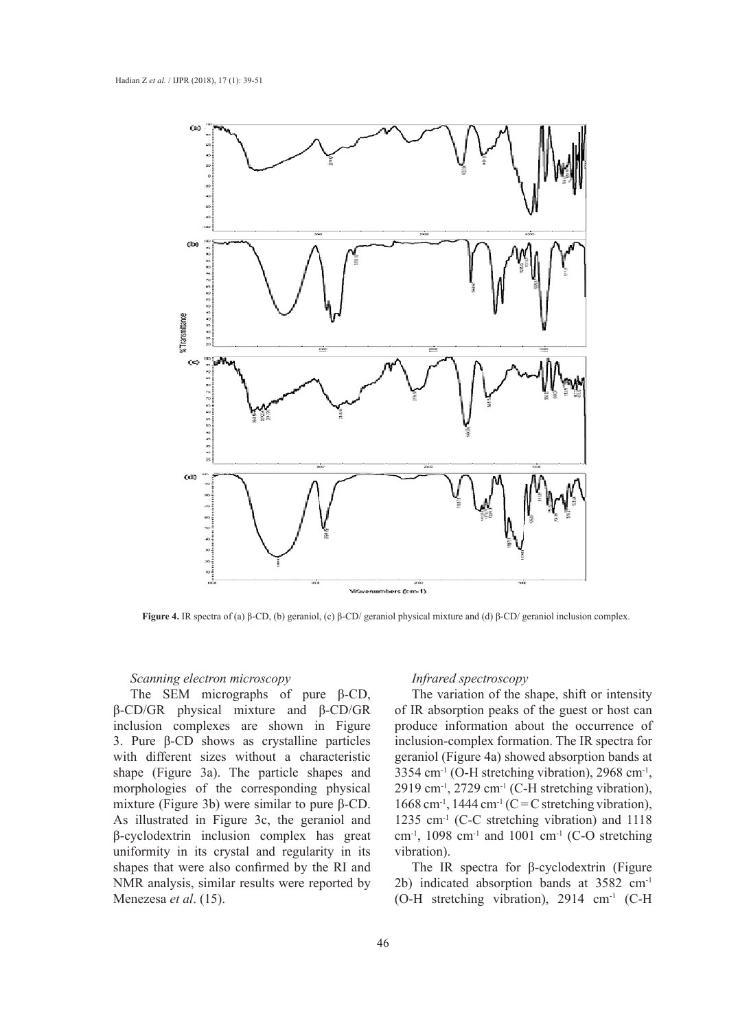**Figure 4.** IR spectra of (a) β-CD, (b) geraniol, (c) β-CD/ geraniol physical mixture and (d) β-CD/ geraniol inclusion complex.

### *Scanning electron microscopy*

The SEM micrographs of pure β-CD, β-CD/GR physical mixture and β-CD/GR inclusion complexes are shown in Figure 3. Pure β-CD shows as crystalline particles with different sizes without a characteristic shape (Figure 3a). The particle shapes and morphologies of the corresponding physical mixture (Figure 3b) were similar to pure β-CD. As illustrated in Figure 3c, the geraniol and β-cyclodextrin inclusion complex has great uniformity in its crystal and regularity in its shapes that were also confirmed by the RI and NMR analysis, similar results were reported by Menezesa *et al*. (15).

### *Infrared spectroscopy*

The variation of the shape, shift or intensity of IR absorption peaks of the guest or host can produce information about the occurrence of inclusion-complex formation. The IR spectra for geraniol (Figure 4a) showed absorption bands at 3354 $cm^{-1}$ (O-H stretching vibration), 2968 $cm^{-1}$, 2919 $cm^{-1}$, 2729 $cm^{-1}$ (C-H stretching vibration), 1668 $cm^{-1}$, 1444 $cm^{-1}$ (C = C stretching vibration), 1235 $cm^{-1}$ (C-C stretching vibration) and 1118 $cm^{-1}$, 1098 $cm^{-1}$ and 1001 $cm^{-1}$ (C-O stretching vibration).

The IR spectra for β-cyclodextrin (Figure 2b) indicated absorption bands at 3582 $cm^{-1}$ (O-H stretching vibration), 2914 $cm^{-1}$ (C-H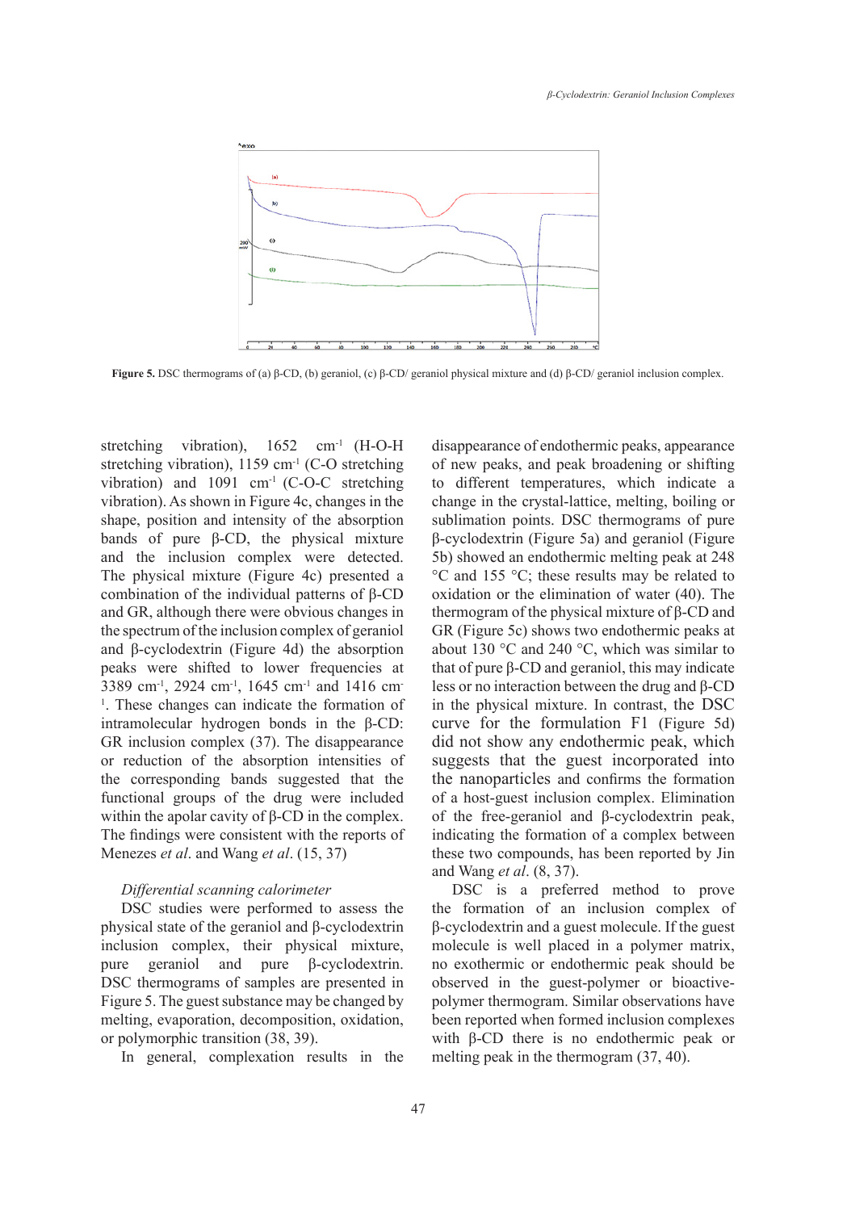Figure 5. DSC thermograms of (a) β-CD, (b) geraniol, (c) β-CD/ geraniol physical mixture and (d) β-CD/ geraniol inclusion complex.

stretching vibration), 1652 $cm^{-1}$ (H-O-H stretching vibration), 1159 $cm^{-1}$ (C-O stretching vibration) and 1091 $cm^{-1}$ (C-O-C stretching vibration). As shown in Figure 4c, changes in the shape, position and intensity of the absorption bands of pure β-CD, the physical mixture and the inclusion complex were detected. The physical mixture (Figure 4c) presented a combination of the individual patterns of β-CD and GR, although there were obvious changes in the spectrum of the inclusion complex of geraniol and β-cyclodextrin (Figure 4d) the absorption peaks were shifted to lower frequencies at 3389 $cm^{-1}$, 2924 $cm^{-1}$, 1645 $cm^{-1}$ and 1416 $cm^{-1}$. These changes can indicate the formation of intramolecular hydrogen bonds in the β-CD: GR inclusion complex (37). The disappearance or reduction of the absorption intensities of the corresponding bands suggested that the functional groups of the drug were included within the apolar cavity of β-CD in the complex. The findings were consistent with the reports of Menezes *et al*. and Wang *et al*. (15, 37)

### *Differential scanning calorimeter*

DSC studies were performed to assess the physical state of the geraniol and β-cyclodextrin inclusion complex, their physical mixture, pure geraniol and pure β-cyclodextrin. DSC thermograms of samples are presented in Figure 5. The guest substance may be changed by melting, evaporation, decomposition, oxidation, or polymorphic transition (38, 39).

In general, complexation results in the disappearance of endothermic peaks, appearance of new peaks, and peak broadening or shifting to different temperatures, which indicate a change in the crystal-lattice, melting, boiling or sublimation points. DSC thermograms of pure β-cyclodextrin (Figure 5a) and geraniol (Figure 5b) showed an endothermic melting peak at 248 °C and 155 °C; these results may be related to oxidation or the elimination of water (40). The thermogram of the physical mixture of β-CD and GR (Figure 5c) shows two endothermic peaks at about 130 °C and 240 °C, which was similar to that of pure β-CD and geraniol, this may indicate less or no interaction between the drug and β-CD in the physical mixture. In contrast, the DSC curve for the formulation F1 (Figure 5d) did not show any endothermic peak, which suggests that the guest incorporated into the nanoparticles and confirms the formation of a host-guest inclusion complex. Elimination of the free-geraniol and β-cyclodextrin peak, indicating the formation of a complex between these two compounds, has been reported by Jin and Wang *et al*. (8, 37).

DSC is a preferred method to prove the formation of an inclusion complex of β-cyclodextrin and a guest molecule. If the guest molecule is well placed in a polymer matrix, no exothermic or endothermic peak should be observed in the guest-polymer or bioactive-polymer thermogram. Similar observations have been reported when formed inclusion complexes with β-CD there is no endothermic peak or melting peak in the thermogram (37, 40).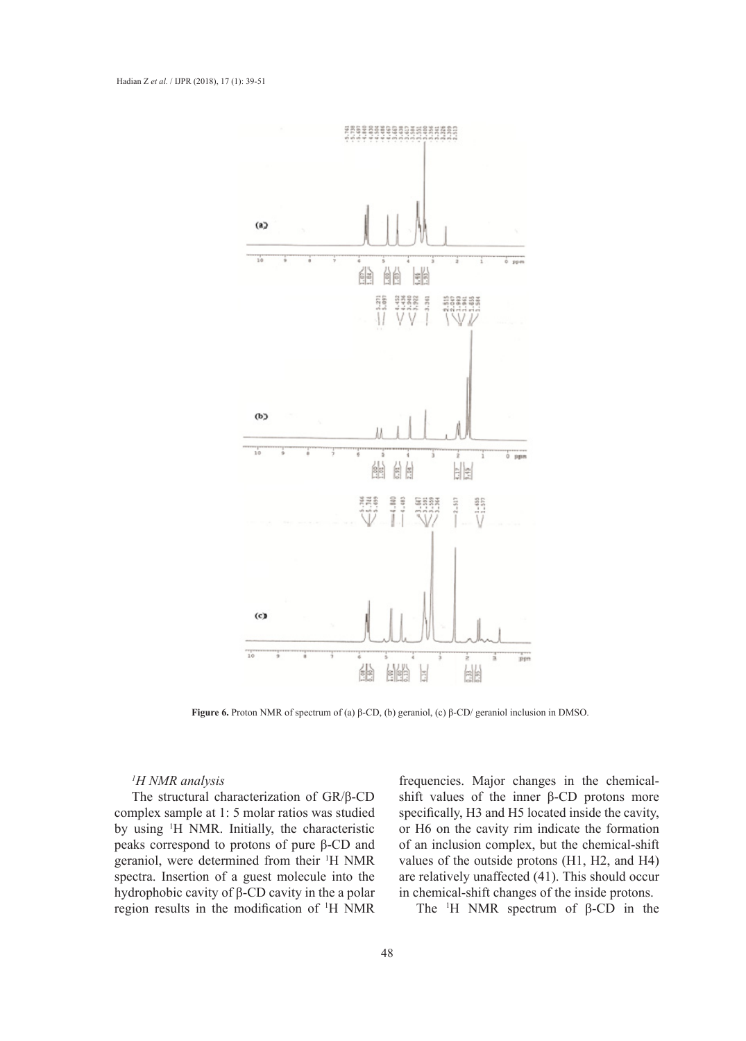Figure 6. Proton NMR of spectrum of (a) β-CD, (b) geraniol, (c) β-CD/ geraniol inclusion in DMSO.

### $^{1}H$ NMR analysis

The structural characterization of GR/β-CD complex sample at 1: 5 molar ratios was studied by using $^{1}H$ NMR. Initially, the characteristic peaks correspond to protons of pure β-CD and geraniol, were determined from their $^{1}H$ NMR spectra. Insertion of a guest molecule into the hydrophobic cavity of β-CD cavity in the a polar region results in the modification of $^{1}H$ NMR frequencies. Major changes in the chemical-shift values of the inner β-CD protons more specifically, H3 and H5 located inside the cavity, or H6 on the cavity rim indicate the formation of an inclusion complex, but the chemical-shift values of the outside protons (H1, H2, and H4) are relatively unaffected (41). This should occur in chemical-shift changes of the inside protons.

The $^{1}H$ NMR spectrum of β-CD in the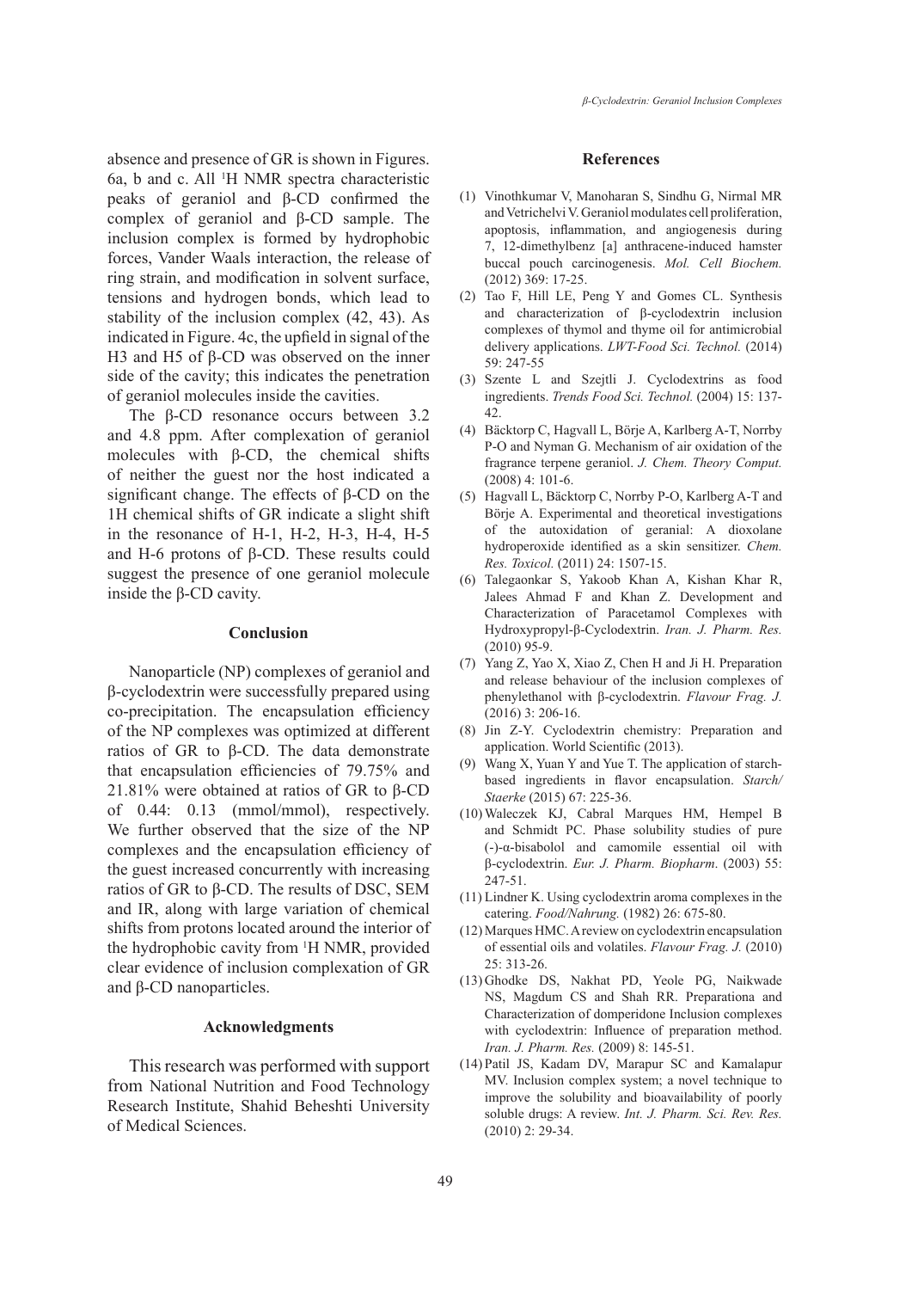absence and presence of GR is shown in Figures. 6a, b and c. All $^{1}$H NMR spectra characteristic peaks of geraniol and β-CD confirmed the complex of geraniol and β-CD sample. The inclusion complex is formed by hydrophobic forces, Vander Waals interaction, the release of ring strain, and modification in solvent surface, tensions and hydrogen bonds, which lead to stability of the inclusion complex (42, 43). As indicated in Figure. 4c, the upfield in signal of the H3 and H5 of β-CD was observed on the inner side of the cavity; this indicates the penetration of geraniol molecules inside the cavities.

The β-CD resonance occurs between 3.2 and 4.8 ppm. After complexation of geraniol molecules with β-CD, the chemical shifts of neither the guest nor the host indicated a significant change. The effects of β-CD on the 1H chemical shifts of GR indicate a slight shift in the resonance of H-1, H-2, H-3, H-4, H-5 and H-6 protons of β-CD. These results could suggest the presence of one geraniol molecule inside the β-CD cavity.

## Conclusion

Nanoparticle (NP) complexes of geraniol and β-cyclodextrin were successfully prepared using co-precipitation. The encapsulation efficiency of the NP complexes was optimized at different ratios of GR to β-CD. The data demonstrate that encapsulation efficiencies of 79.75% and 21.81% were obtained at ratios of GR to β-CD of 0.44: 0.13 (mmol/mmol), respectively. We further observed that the size of the NP complexes and the encapsulation efficiency of the guest increased concurrently with increasing ratios of GR to β-CD. The results of DSC, SEM and IR, along with large variation of chemical shifts from protons located around the interior of the hydrophobic cavity from $^{1}$H NMR, provided clear evidence of inclusion complexation of GR and β-CD nanoparticles.

## Acknowledgments

This research was performed with support from National Nutrition and Food Technology Research Institute, Shahid Beheshti University of Medical Sciences.

## References

(1) Vinothkumar V, Manoharan S, Sindhu G, Nirmal MR and Vetrichelvi V. Geraniol modulates cell proliferation, apoptosis, inflammation, and angiogenesis during 7, 12-dimethylbenz [a] anthracene-induced hamster buccal pouch carcinogenesis. *Mol. Cell Biochem.* (2012) 369: 17-25.

(2) Tao F, Hill LE, Peng Y and Gomes CL. Synthesis and characterization of β-cyclodextrin inclusion complexes of thymol and thyme oil for antimicrobial delivery applications. *LWT-Food Sci. Technol.* (2014) 59: 247-55

(3) Szente L and Szejtli J. Cyclodextrins as food ingredients. *Trends Food Sci. Technol.* (2004) 15: 137-42.

(4) Bäcktorp C, Hagvall L, Börje A, Karlberg A-T, Norrby P-O and Nyman G. Mechanism of air oxidation of the fragrance terpene geraniol. *J. Chem. Theory Comput.* (2008) 4: 101-6.

(5) Hagvall L, Bäcktorp C, Norrby P-O, Karlberg A-T and Börje A. Experimental and theoretical investigations of the autoxidation of geranial: A dioxolane hydroperoxide identified as a skin sensitizer. *Chem. Res. Toxicol.* (2011) 24: 1507-15.

(6) Talegaonkar S, Yakoob Khan A, Kishan Khar R, Jalees Ahmad F and Khan Z. Development and Characterization of Paracetamol Complexes with Hydroxypropyl-β-Cyclodextrin. *Iran. J. Pharm. Res.* (2010) 95-9.

(7) Yang Z, Yao X, Xiao Z, Chen H and Ji H. Preparation and release behaviour of the inclusion complexes of phenylethanol with β-cyclodextrin. *Flavour Frag. J.* (2016) 3: 206-16.

(8) Jin Z-Y. Cyclodextrin chemistry: Preparation and application. World Scientific (2013).

(9) Wang X, Yuan Y and Yue T. The application of starch-based ingredients in flavor encapsulation. *Starch/Staerke* (2015) 67: 225-36.

(10) Waleczek KJ, Cabral Marques HM, Hempel B and Schmidt PC. Phase solubility studies of pure (-)-α-bisabolol and camomile essential oil with β-cyclodextrin. *Eur. J. Pharm. Biopharm*. (2003) 55: 247-51.

(11) Lindner K. Using cyclodextrin aroma complexes in the catering. *Food/Nahrung.* (1982) 26: 675-80.

(12) Marques HMC. A review on cyclodextrin encapsulation of essential oils and volatiles. *Flavour Frag. J.* (2010) 25: 313-26.

(13) Ghodke DS, Nakhat PD, Yeole PG, Naikwade NS, Magdum CS and Shah RR. Preparationa and Characterization of domperidone Inclusion complexes with cyclodextrin: Influence of preparation method. *Iran. J. Pharm. Res.* (2009) 8: 145-51.

(14) Patil JS, Kadam DV, Marapur SC and Kamalapur MV. Inclusion complex system; a novel technique to improve the solubility and bioavailability of poorly soluble drugs: A review. *Int. J. Pharm. Sci. Rev. Res.* (2010) 2: 29-34.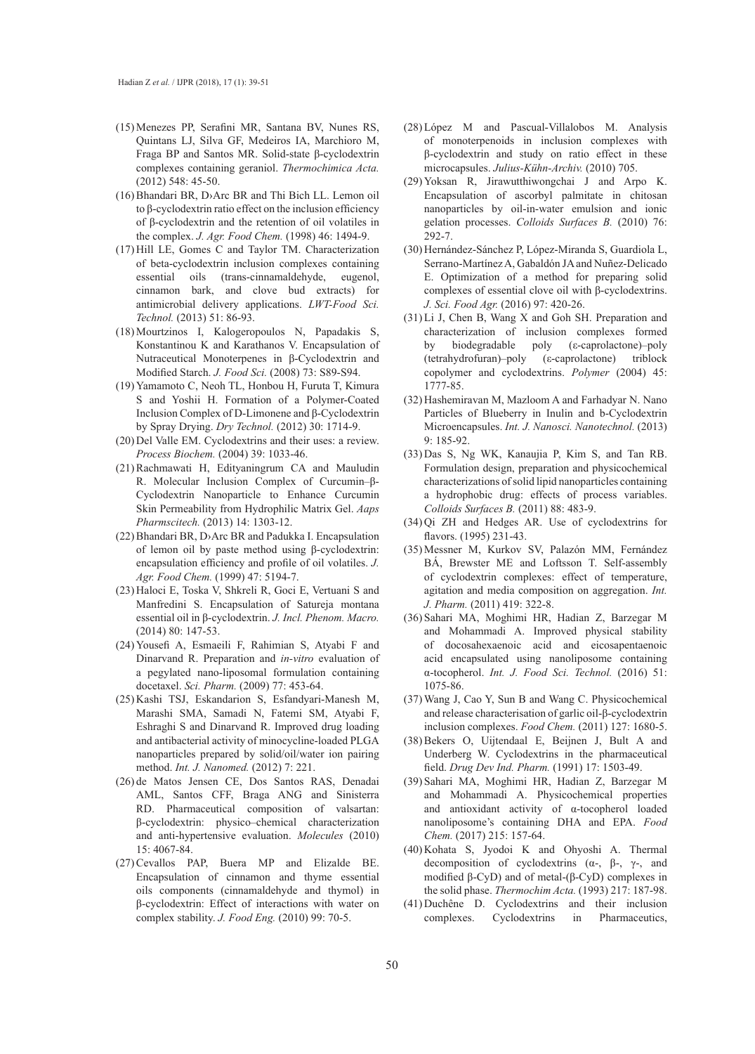(15) Menezes PP, Serafini MR, Santana BV, Nunes RS, Quintans LJ, Silva GF, Medeiros IA, Marchioro M, Fraga BP and Santos MR. Solid-state β-cyclodextrin complexes containing geraniol. *Thermochimica Acta.* (2012) 548: 45-50.

(16) Bhandari BR, D›Arc BR and Thi Bich LL. Lemon oil to β-cyclodextrin ratio effect on the inclusion efficiency of β-cyclodextrin and the retention of oil volatiles in the complex. *J. Agr. Food Chem.* (1998) 46: 1494-9.

(17) Hill LE, Gomes C and Taylor TM. Characterization of beta-cyclodextrin inclusion complexes containing essential oils (trans-cinnamaldehyde, eugenol, cinnamon bark, and clove bud extracts) for antimicrobial delivery applications. *LWT-Food Sci. Technol.* (2013) 51: 86-93.

(18) Mourtzinos I, Kalogeropoulos N, Papadakis S, Konstantinou K and Karathanos V. Encapsulation of Nutraceutical Monoterpenes in β-Cyclodextrin and Modified Starch. *J. Food Sci.* (2008) 73: S89-S94.

(19) Yamamoto C, Neoh TL, Honbou H, Furuta T, Kimura S and Yoshii H. Formation of a Polymer-Coated Inclusion Complex of D-Limonene and β-Cyclodextrin by Spray Drying. *Dry Technol.* (2012) 30: 1714-9.

(20) Del Valle EM. Cyclodextrins and their uses: a review. *Process Biochem.* (2004) 39: 1033-46.

(21) Rachmawati H, Edityaningrum CA and Mauludin R. Molecular Inclusion Complex of Curcumin–β-Cyclodextrin Nanoparticle to Enhance Curcumin Skin Permeability from Hydrophilic Matrix Gel. *Aaps Pharmscitech.* (2013) 14: 1303-12.

(22) Bhandari BR, D›Arc BR and Padukka I. Encapsulation of lemon oil by paste method using β-cyclodextrin: encapsulation efficiency and profile of oil volatiles. *J. Agr. Food Chem.* (1999) 47: 5194-7.

(23) Haloci E, Toska V, Shkreli R, Goci E, Vertuani S and Manfredini S. Encapsulation of Satureja montana essential oil in β-cyclodextrin. *J. Incl. Phenom. Macro.* (2014) 80: 147-53.

(24) Yousefi A, Esmaeili F, Rahimian S, Atyabi F and Dinarvand R. Preparation and *in-vitro* evaluation of a pegylated nano-liposomal formulation containing docetaxel. *Sci. Pharm.* (2009) 77: 453-64.

(25) Kashi TSJ, Eskandarion S, Esfandyari-Manesh M, Marashi SMA, Samadi N, Fatemi SM, Atyabi F, Eshraghi S and Dinarvand R. Improved drug loading and antibacterial activity of minocycline-loaded PLGA nanoparticles prepared by solid/oil/water ion pairing method. *Int. J. Nanomed.* (2012) 7: 221.

(26) de Matos Jensen CE, Dos Santos RAS, Denadai AML, Santos CFF, Braga ANG and Sinisterra RD. Pharmaceutical composition of valsartan: β-cyclodextrin: physico–chemical characterization and anti-hypertensive evaluation. *Molecules* (2010) 15: 4067-84.

(27) Cevallos PAP, Buera MP and Elizalde BE. Encapsulation of cinnamon and thyme essential oils components (cinnamaldehyde and thymol) in β-cyclodextrin: Effect of interactions with water on complex stability. *J. Food Eng.* (2010) 99: 70-5.

(28) López M and Pascual-Villalobos M. Analysis of monoterpenoids in inclusion complexes with β-cyclodextrin and study on ratio effect in these microcapsules. *Julius-Kühn-Archiv.* (2010) 705.

(29) Yoksan R, Jirawutthiwongchai J and Arpo K. Encapsulation of ascorbyl palmitate in chitosan nanoparticles by oil-in-water emulsion and ionic gelation processes. *Colloids Surfaces B.* (2010) 76: 292-7.

(30) Hernández-Sánchez P, López-Miranda S, Guardiola L, Serrano-Martínez A, Gabaldón JA and Nuñez-Delicado E. Optimization of a method for preparing solid complexes of essential clove oil with β-cyclodextrins. *J. Sci. Food Agr.* (2016) 97: 420-26.

(31) Li J, Chen B, Wang X and Goh SH. Preparation and characterization of inclusion complexes formed by biodegradable poly (ε-caprolactone)–poly (tetrahydrofuran)–poly (ε-caprolactone) triblock copolymer and cyclodextrins. *Polymer* (2004) 45: 1777-85.

(32) Hashemiravan M, Mazloom A and Farhadyar N. Nano Particles of Blueberry in Inulin and b-Cyclodextrin Microencapsules. *Int. J. Nanosci. Nanotechnol.* (2013) 9: 185-92.

(33) Das S, Ng WK, Kanaujia P, Kim S, and Tan RB. Formulation design, preparation and physicochemical characterizations of solid lipid nanoparticles containing a hydrophobic drug: effects of process variables. *Colloids Surfaces B.* (2011) 88: 483-9.

(34) Qi ZH and Hedges AR. Use of cyclodextrins for flavors. (1995) 231-43.

(35) Messner M, Kurkov SV, Palazón MM, Fernández BÁ, Brewster ME and Loftsson T. Self-assembly of cyclodextrin complexes: effect of temperature, agitation and media composition on aggregation. *Int. J. Pharm.* (2011) 419: 322-8.

(36) Sahari MA, Moghimi HR, Hadian Z, Barzegar M and Mohammadi A. Improved physical stability of docosahexaenoic acid and eicosapentaenoic acid encapsulated using nanoliposome containing α-tocopherol. *Int. J. Food Sci. Technol.* (2016) 51: 1075-86.

(37) Wang J, Cao Y, Sun B and Wang C. Physicochemical and release characterisation of garlic oil-β-cyclodextrin inclusion complexes. *Food Chem.* (2011) 127: 1680-5.

(38) Bekers O, Uijtendaal E, Beijnen J, Bult A and Underberg W. Cyclodextrins in the pharmaceutical field. *Drug Dev Ind. Pharm.* (1991) 17: 1503-49.

(39) Sahari MA, Moghimi HR, Hadian Z, Barzegar M and Mohammadi A. Physicochemical properties and antioxidant activity of α-tocopherol loaded nanoliposome's containing DHA and EPA. *Food Chem.* (2017) 215: 157-64.

(40) Kohata S, Jyodoi K and Ohyoshi A. Thermal decomposition of cyclodextrins (α-, β-, γ-, and modified β-CyD) and of metal-(β-CyD) complexes in the solid phase. *Thermochim Acta.* (1993) 217: 187-98.

(41) Duchêne D. Cyclodextrins and their inclusion complexes. Cyclodextrins in Pharmaceutics,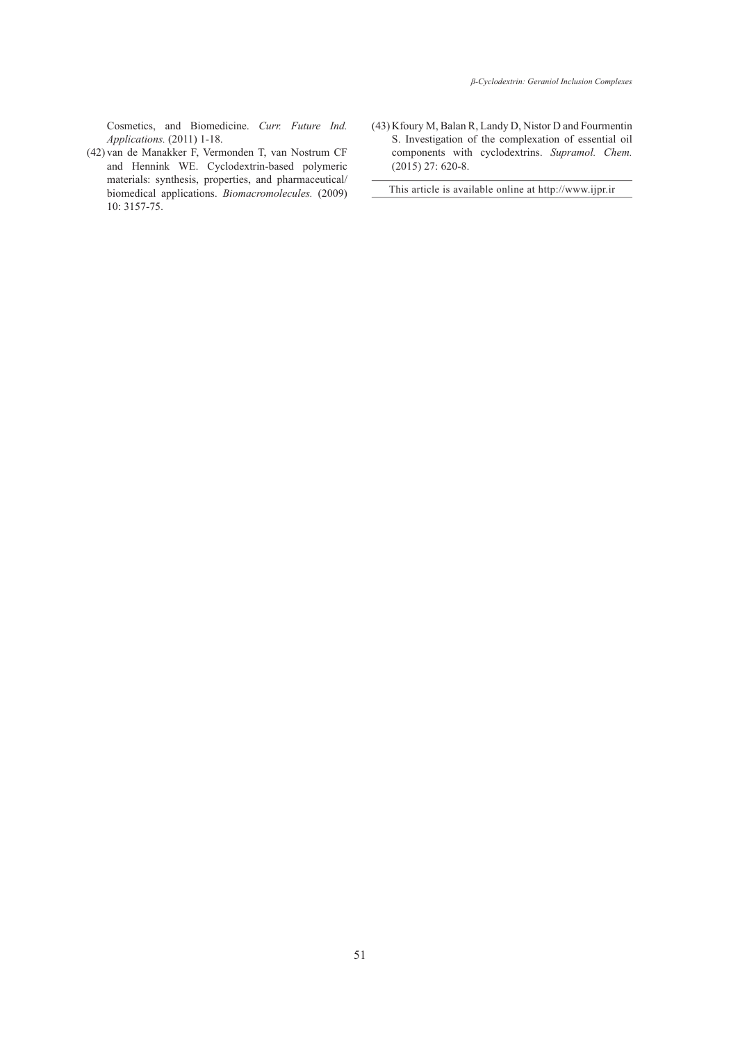Cosmetics, and Biomedicine. *Curr. Future Ind. Applications.* (2011) 1-18.

(42) van de Manakker F, Vermonden T, van Nostrum CF and Hennink WE. Cyclodextrin-based polymeric materials: synthesis, properties, and pharmaceutical/biomedical applications. *Biomacromolecules.* (2009) 10: 3157-75.

(43) Kfoury M, Balan R, Landy D, Nistor D and Fourmentin S. Investigation of the complexation of essential oil components with cyclodextrins. *Supramol. Chem.* (2015) 27: 620-8.

This article is available online at http://www.ijpr.ir